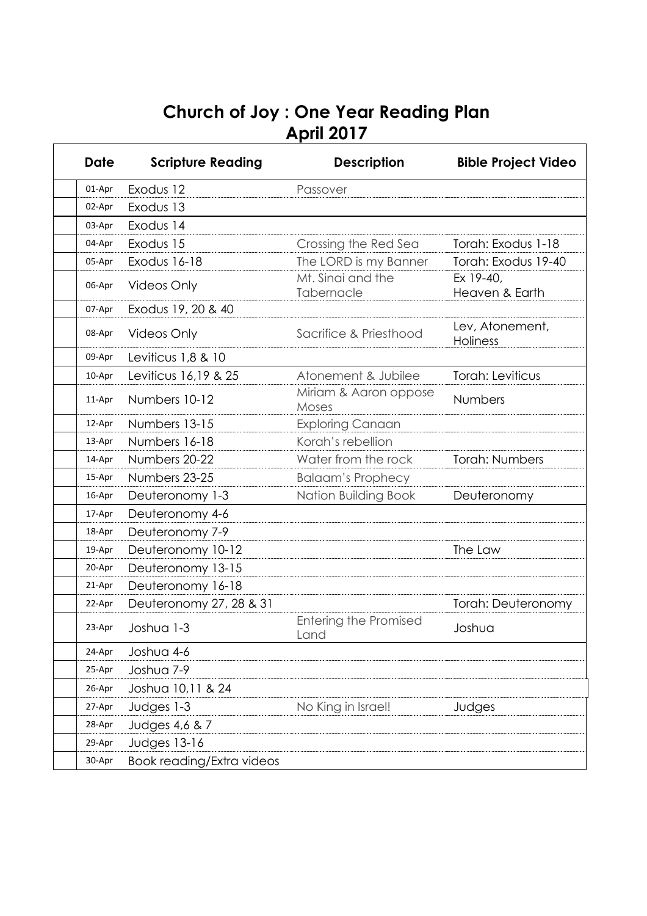# Church of Joy : One Year Reading Plan
## April 2017

| | Date | Scripture Reading | Description | Bible Project Video |
|---|---|---|---|---|
| | 01-Apr | Exodus 12 | Passover | |
| | 02-Apr | Exodus 13 | | |
| | 03-Apr | Exodus 14 | | |
| | 04-Apr | Exodus 15 | Crossing the Red Sea | Torah: Exodus 1-18 |
| | 05-Apr | Exodus 16-18 | The LORD is my Banner | Torah: Exodus 19-40 |
| | 06-Apr | Videos Only | Mt. Sinai and the Tabernacle | Ex 19-40, Heaven & Earth |
| | 07-Apr | Exodus 19, 20 & 40 | | |
| | 08-Apr | Videos Only | Sacrifice & Priesthood | Lev, Atonement, Holiness |
| | 09-Apr | Leviticus 1,8 & 10 | | |
| | 10-Apr | Leviticus 16,19 & 25 | Atonement & Jubilee | Torah: Leviticus |
| | 11-Apr | Numbers 10-12 | Miriam & Aaron oppose Moses | Numbers |
| | 12-Apr | Numbers 13-15 | Exploring Canaan | |
| | 13-Apr | Numbers 16-18 | Korah's rebellion | |
| | 14-Apr | Numbers 20-22 | Water from the rock | Torah: Numbers |
| | 15-Apr | Numbers 23-25 | Balaam's Prophecy | |
| | 16-Apr | Deuteronomy 1-3 | Nation Building Book | Deuteronomy |
| | 17-Apr | Deuteronomy 4-6 | | |
| | 18-Apr | Deuteronomy 7-9 | | |
| | 19-Apr | Deuteronomy 10-12 | | The Law |
| | 20-Apr | Deuteronomy 13-15 | | |
| | 21-Apr | Deuteronomy 16-18 | | |
| | 22-Apr | Deuteronomy 27, 28 & 31 | | Torah: Deuteronomy |
| | 23-Apr | Joshua 1-3 | Entering the Promised Land | Joshua |
| | 24-Apr | Joshua 4-6 | | |
| | 25-Apr | Joshua 7-9 | | |
| | 26-Apr | Joshua 10,11 & 24 | | |
| | 27-Apr | Judges 1-3 | No King in Israel! | Judges |
| | 28-Apr | Judges 4,6 & 7 | | |
| | 29-Apr | Judges 13-16 | | |
| | 30-Apr | Book reading/Extra videos | | |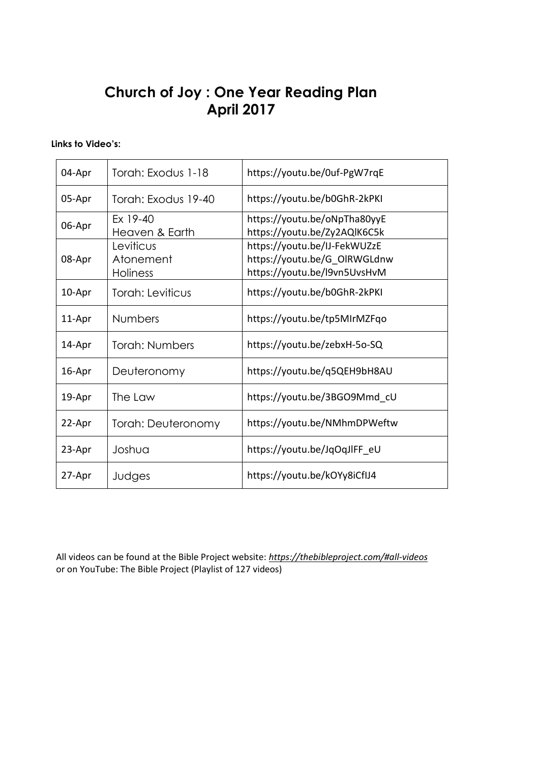# Church of Joy : One Year Reading Plan
# April 2017

**Links to Video's:**

| | | |
|---|---|---|
| 04-Apr | Torah: Exodus 1-18 | https://youtu.be/0uf-PgW7rqE |
| 05-Apr | Torah: Exodus 19-40 | https://youtu.be/b0GhR-2kPKI |
| 06-Apr | Ex 19-40<br>Heaven & Earth | https://youtu.be/oNpTha80yyE<br>https://youtu.be/Zy2AQlK6C5k |
| 08-Apr | Leviticus<br>Atonement<br>Holiness | https://youtu.be/IJ-FekWUZzE<br>https://youtu.be/G_OlRWGLdnw<br>https://youtu.be/l9vn5UvsHvM |
| 10-Apr | Torah: Leviticus | https://youtu.be/b0GhR-2kPKI |
| 11-Apr | Numbers | https://youtu.be/tp5MIrMZFqo |
| 14-Apr | Torah: Numbers | https://youtu.be/zebxH-5o-SQ |
| 16-Apr | Deuteronomy | https://youtu.be/q5QEH9bH8AU |
| 19-Apr | The Law | https://youtu.be/3BGO9Mmd_cU |
| 22-Apr | Torah: Deuteronomy | https://youtu.be/NMhmDPWeftw |
| 23-Apr | Joshua | https://youtu.be/JqOqJlFF_eU |
| 27-Apr | Judges | https://youtu.be/kOYy8iCfIJ4 |

All videos can be found at the Bible Project website: *https://thebibleproject.com/#all-videos*
or on YouTube: The Bible Project (Playlist of 127 videos)